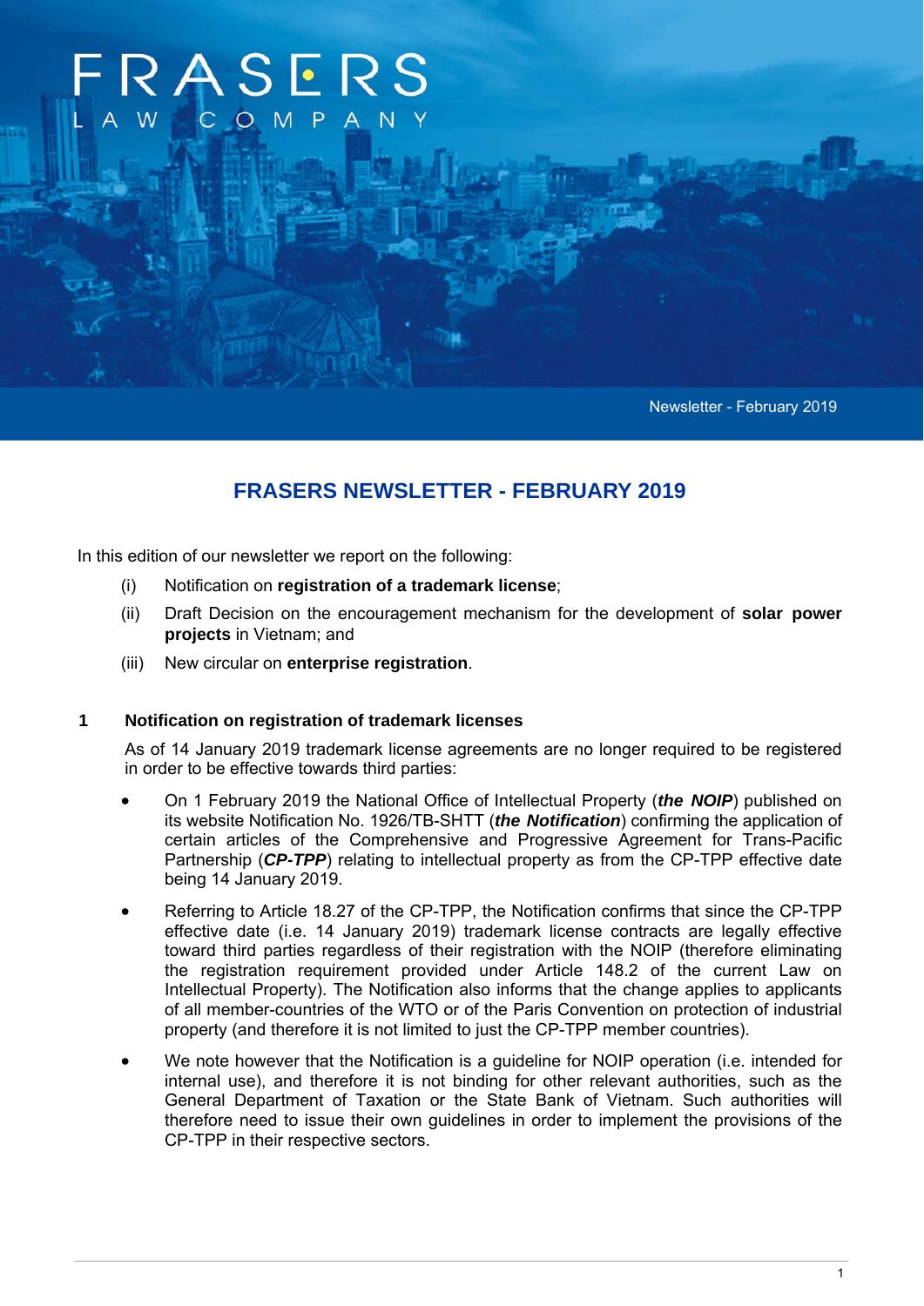FRASERS

LAW COMPANY

Newsletter - February 2019

# FRASERS NEWSLETTER - FEBRUARY 2019

In this edition of our newsletter we report on the following:

(i) Notification on **registration of a trademark license**;

(ii) Draft Decision on the encouragement mechanism for the development of **solar power projects** in Vietnam; and

(iii) New circular on **enterprise registration**.

## 1 Notification on registration of trademark licenses

As of 14 January 2019 trademark license agreements are no longer required to be registered in order to be effective towards third parties:

- On 1 February 2019 the National Office of Intellectual Property (***the NOIP***) published on its website Notification No. 1926/TB-SHTT (***the Notification***) confirming the application of certain articles of the Comprehensive and Progressive Agreement for Trans-Pacific Partnership (***CP-TPP***) relating to intellectual property as from the CP-TPP effective date being 14 January 2019.

- Referring to Article 18.27 of the CP-TPP, the Notification confirms that since the CP-TPP effective date (i.e. 14 January 2019) trademark license contracts are legally effective toward third parties regardless of their registration with the NOIP (therefore eliminating the registration requirement provided under Article 148.2 of the current Law on Intellectual Property). The Notification also informs that the change applies to applicants of all member-countries of the WTO or of the Paris Convention on protection of industrial property (and therefore it is not limited to just the CP-TPP member countries).

- We note however that the Notification is a guideline for NOIP operation (i.e. intended for internal use), and therefore it is not binding for other relevant authorities, such as the General Department of Taxation or the State Bank of Vietnam. Such authorities will therefore need to issue their own guidelines in order to implement the provisions of the CP-TPP in their respective sectors.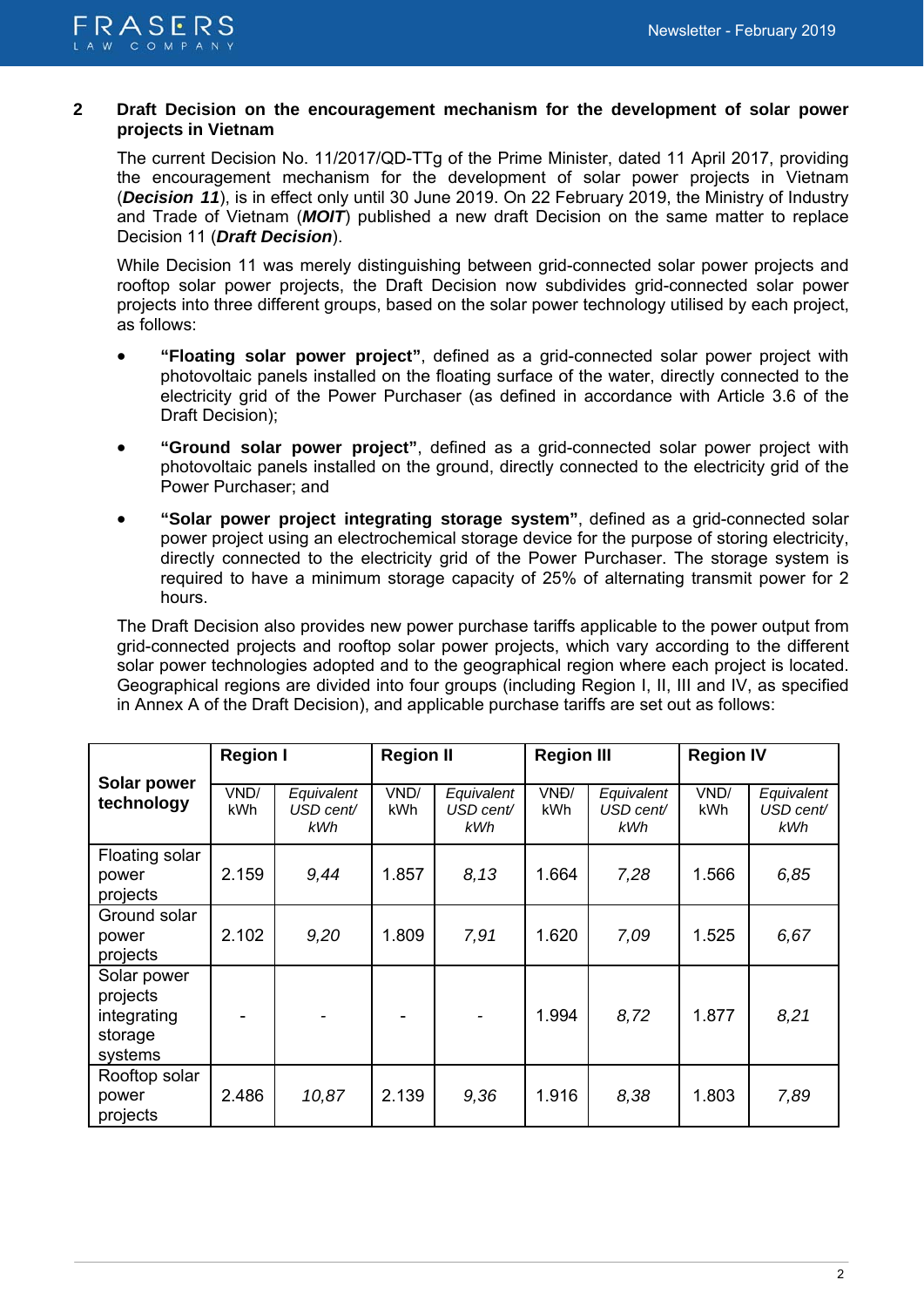## 2 Draft Decision on the encouragement mechanism for the development of solar power projects in Vietnam

The current Decision No. 11/2017/QD-TTg of the Prime Minister, dated 11 April 2017, providing the encouragement mechanism for the development of solar power projects in Vietnam (***Decision 11***), is in effect only until 30 June 2019. On 22 February 2019, the Ministry of Industry and Trade of Vietnam (***MOIT***) published a new draft Decision on the same matter to replace Decision 11 (***Draft Decision***).

While Decision 11 was merely distinguishing between grid-connected solar power projects and rooftop solar power projects, the Draft Decision now subdivides grid-connected solar power projects into three different groups, based on the solar power technology utilised by each project, as follows:

- **"Floating solar power project"**, defined as a grid-connected solar power project with photovoltaic panels installed on the floating surface of the water, directly connected to the electricity grid of the Power Purchaser (as defined in accordance with Article 3.6 of the Draft Decision);
- **"Ground solar power project"**, defined as a grid-connected solar power project with photovoltaic panels installed on the ground, directly connected to the electricity grid of the Power Purchaser; and
- **"Solar power project integrating storage system"**, defined as a grid-connected solar power project using an electrochemical storage device for the purpose of storing electricity, directly connected to the electricity grid of the Power Purchaser. The storage system is required to have a minimum storage capacity of 25% of alternating transmit power for 2 hours.

The Draft Decision also provides new power purchase tariffs applicable to the power output from grid-connected projects and rooftop solar power projects, which vary according to the different solar power technologies adopted and to the geographical region where each project is located. Geographical regions are divided into four groups (including Region I, II, III and IV, as specified in Annex A of the Draft Decision), and applicable purchase tariffs are set out as follows:

| **Solar power technology** | **Region I** | | **Region II** | | **Region III** | | **Region IV** | |
|---|---|---|---|---|---|---|---|---|
| | VND/ kWh | *Equivalent USD cent/ kWh* | VND/ kWh | *Equivalent USD cent/ kWh* | VNĐ/ kWh | *Equivalent USD cent/ kWh* | VND/ kWh | *Equivalent USD cent/ kWh* |
| Floating solar power projects | 2.159 | *9,44* | 1.857 | *8,13* | 1.664 | *7,28* | 1.566 | *6,85* |
| Ground solar power projects | 2.102 | *9,20* | 1.809 | *7,91* | 1.620 | *7,09* | 1.525 | *6,67* |
| Solar power projects integrating storage systems | - | - | - | - | 1.994 | *8,72* | 1.877 | *8,21* |
| Rooftop solar power projects | 2.486 | *10,87* | 2.139 | *9,36* | 1.916 | *8,38* | 1.803 | *7,89* |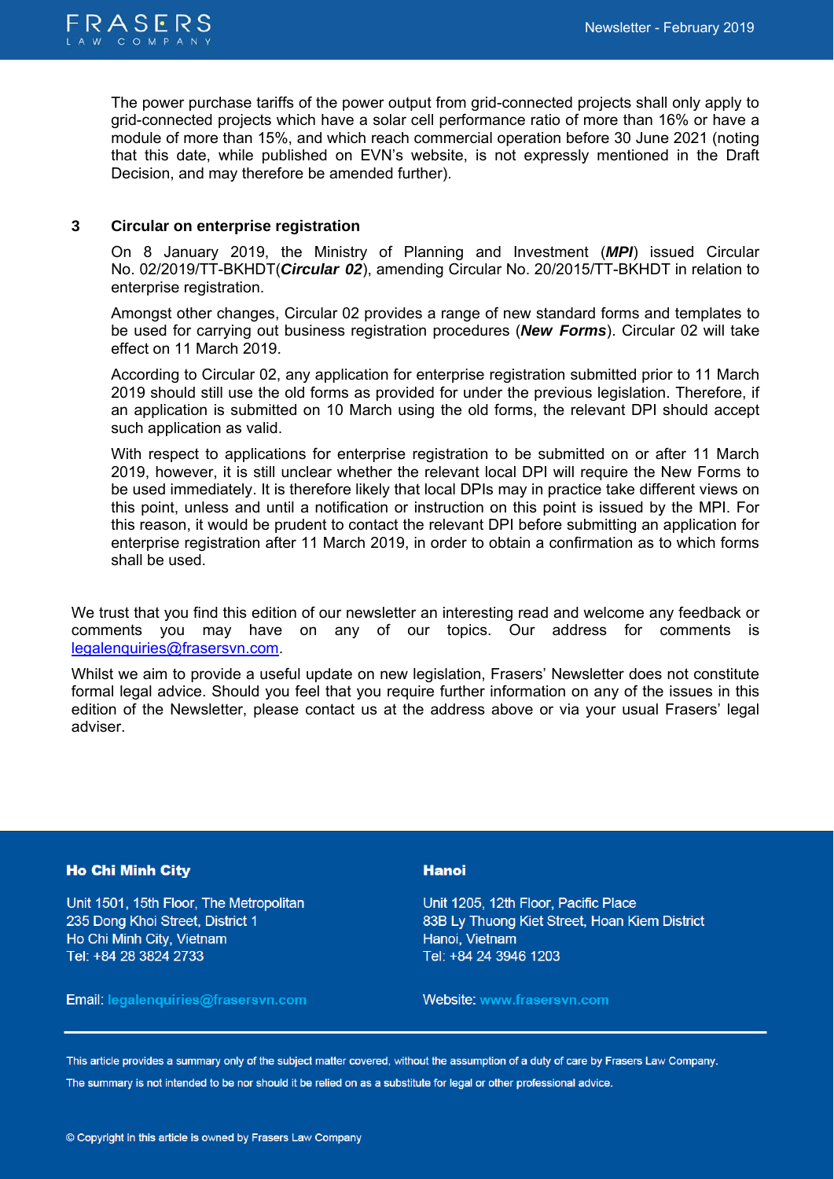The power purchase tariffs of the power output from grid-connected projects shall only apply to grid-connected projects which have a solar cell performance ratio of more than 16% or have a module of more than 15%, and which reach commercial operation before 30 June 2021 (noting that this date, while published on EVN's website, is not expressly mentioned in the Draft Decision, and may therefore be amended further).

## 3 Circular on enterprise registration

On 8 January 2019, the Ministry of Planning and Investment (***MPI***) issued Circular No. 02/2019/TT-BKHDT(***Circular 02***), amending Circular No. 20/2015/TT-BKHDT in relation to enterprise registration.

Amongst other changes, Circular 02 provides a range of new standard forms and templates to be used for carrying out business registration procedures (***New Forms***). Circular 02 will take effect on 11 March 2019.

According to Circular 02, any application for enterprise registration submitted prior to 11 March 2019 should still use the old forms as provided for under the previous legislation. Therefore, if an application is submitted on 10 March using the old forms, the relevant DPI should accept such application as valid.

With respect to applications for enterprise registration to be submitted on or after 11 March 2019, however, it is still unclear whether the relevant local DPI will require the New Forms to be used immediately. It is therefore likely that local DPIs may in practice take different views on this point, unless and until a notification or instruction on this point is issued by the MPI. For this reason, it would be prudent to contact the relevant DPI before submitting an application for enterprise registration after 11 March 2019, in order to obtain a confirmation as to which forms shall be used.

We trust that you find this edition of our newsletter an interesting read and welcome any feedback or comments you may have on any of our topics. Our address for comments is legalenquiries@frasersvn.com.

Whilst we aim to provide a useful update on new legislation, Frasers' Newsletter does not constitute formal legal advice. Should you feel that you require further information on any of the issues in this edition of the Newsletter, please contact us at the address above or via your usual Frasers' legal adviser.

**Ho Chi Minh City**

Unit 1501, 15th Floor, The Metropolitan
235 Dong Khoi Street, District 1
Ho Chi Minh City, Vietnam
Tel: +84 28 3824 2733

Email: legalenquiries@frasersvn.com

**Hanoi**

Unit 1205, 12th Floor, Pacific Place
83B Ly Thuong Kiet Street, Hoan Kiem District
Hanoi, Vietnam
Tel: +84 24 3946 1203

Website: www.frasersvn.com

This article provides a summary only of the subject matter covered, without the assumption of a duty of care by Frasers Law Company.

The summary is not intended to be nor should it be relied on as a substitute for legal or other professional advice.

© Copyright in this article is owned by Frasers Law Company